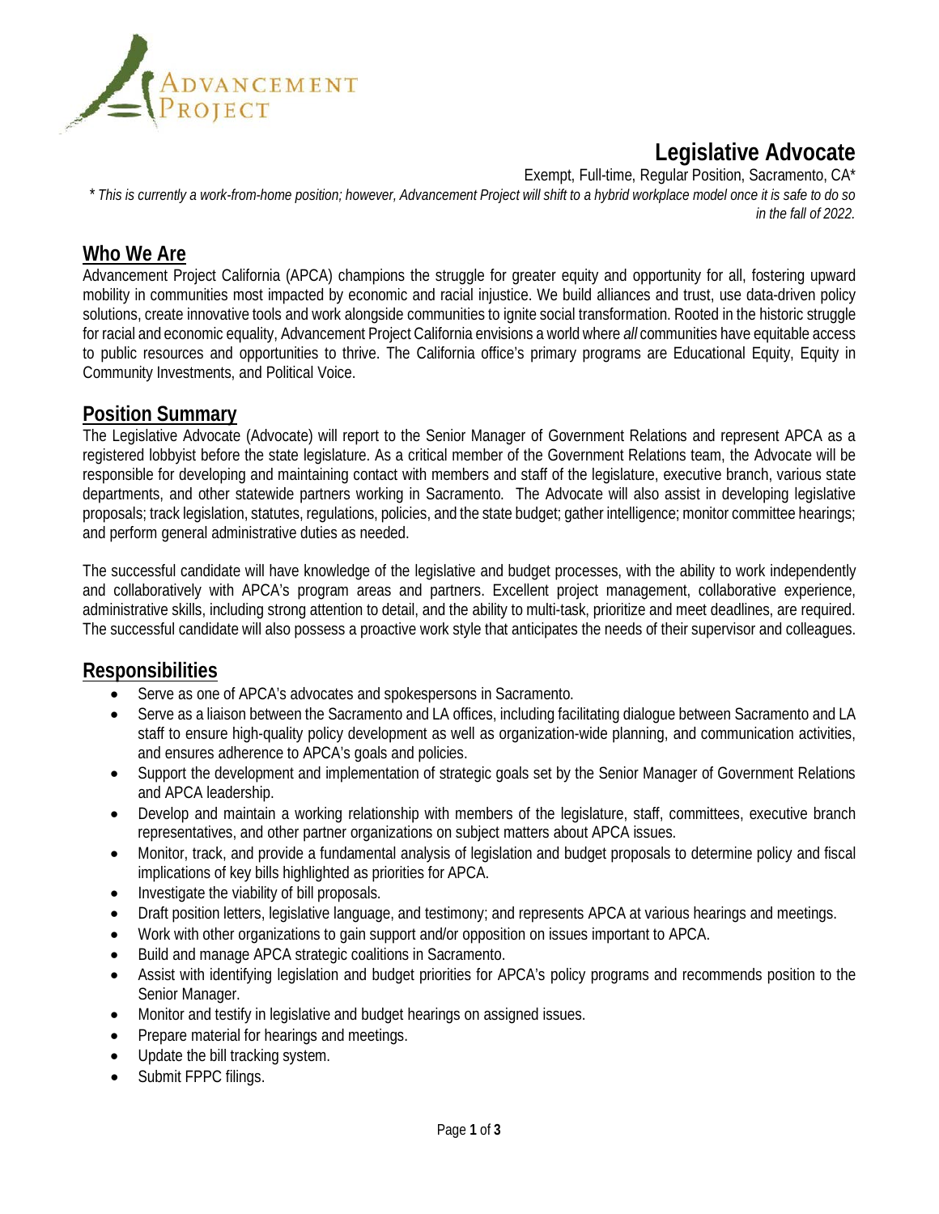# Legislative Advocate

Exempt, Full-time, Regular Position, Sacramento, CA*

*\* This is currently a work-from-home position; however, Advancement Project will shift to a hybrid workplace model once it is safe to do so in the fall of 2022.*

## Who We Are

Advancement Project California (APCA) champions the struggle for greater equity and opportunity for all, fostering upward mobility in communities most impacted by economic and racial injustice. We build alliances and trust, use data-driven policy solutions, create innovative tools and work alongside communities to ignite social transformation. Rooted in the historic struggle for racial and economic equality, Advancement Project California envisions a world where *all* communities have equitable access to public resources and opportunities to thrive. The California office's primary programs are Educational Equity, Equity in Community Investments, and Political Voice.

## Position Summary

The Legislative Advocate (Advocate) will report to the Senior Manager of Government Relations and represent APCA as a registered lobbyist before the state legislature. As a critical member of the Government Relations team, the Advocate will be responsible for developing and maintaining contact with members and staff of the legislature, executive branch, various state departments, and other statewide partners working in Sacramento. The Advocate will also assist in developing legislative proposals; track legislation, statutes, regulations, policies, and the state budget; gather intelligence; monitor committee hearings; and perform general administrative duties as needed.

The successful candidate will have knowledge of the legislative and budget processes, with the ability to work independently and collaboratively with APCA's program areas and partners. Excellent project management, collaborative experience, administrative skills, including strong attention to detail, and the ability to multi-task, prioritize and meet deadlines, are required. The successful candidate will also possess a proactive work style that anticipates the needs of their supervisor and colleagues.

## Responsibilities

- Serve as one of APCA's advocates and spokespersons in Sacramento.
- Serve as a liaison between the Sacramento and LA offices, including facilitating dialogue between Sacramento and LA staff to ensure high-quality policy development as well as organization-wide planning, and communication activities, and ensures adherence to APCA's goals and policies.
- Support the development and implementation of strategic goals set by the Senior Manager of Government Relations and APCA leadership.
- Develop and maintain a working relationship with members of the legislature, staff, committees, executive branch representatives, and other partner organizations on subject matters about APCA issues.
- Monitor, track, and provide a fundamental analysis of legislation and budget proposals to determine policy and fiscal implications of key bills highlighted as priorities for APCA.
- Investigate the viability of bill proposals.
- Draft position letters, legislative language, and testimony; and represents APCA at various hearings and meetings.
- Work with other organizations to gain support and/or opposition on issues important to APCA.
- Build and manage APCA strategic coalitions in Sacramento.
- Assist with identifying legislation and budget priorities for APCA's policy programs and recommends position to the Senior Manager.
- Monitor and testify in legislative and budget hearings on assigned issues.
- Prepare material for hearings and meetings.
- Update the bill tracking system.
- Submit FPPC filings.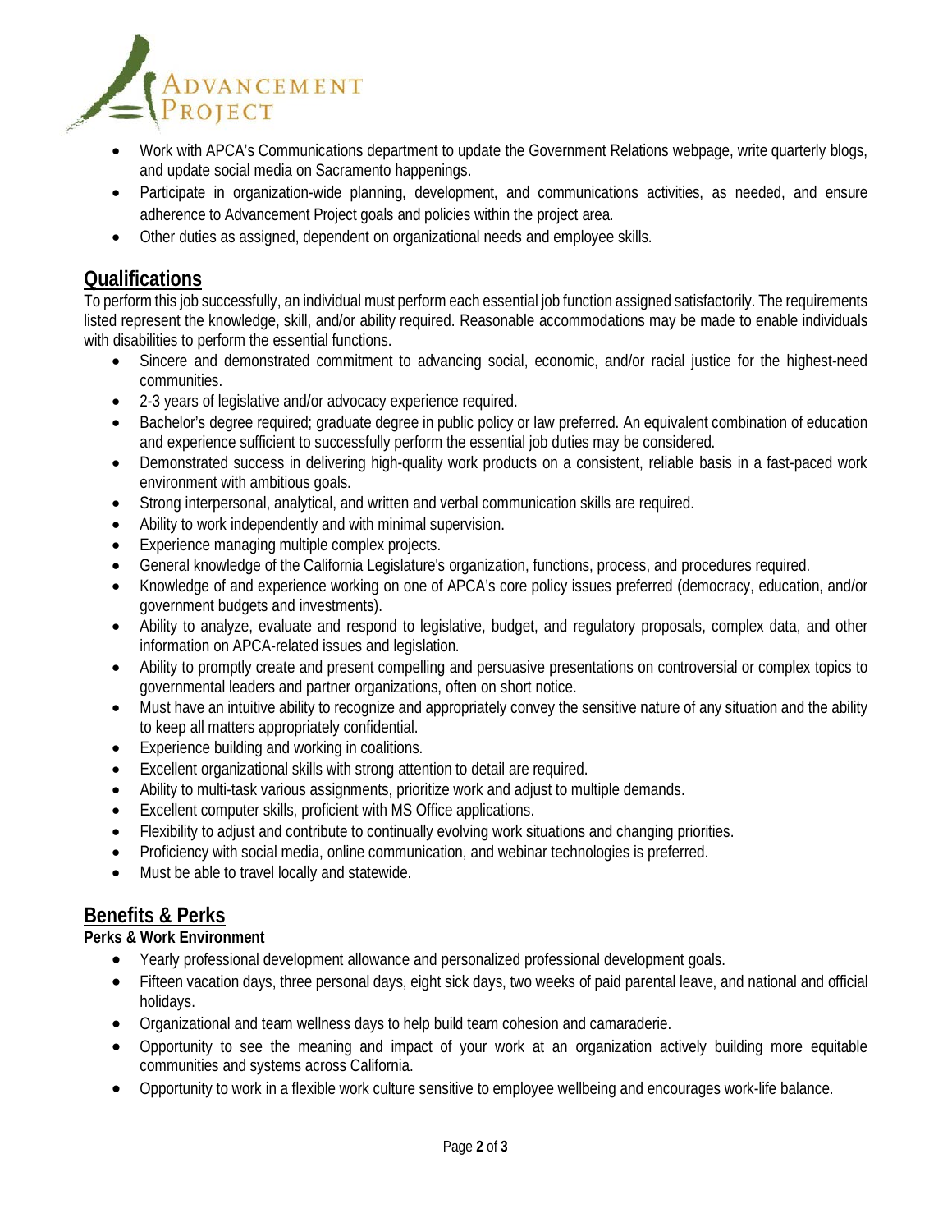- Work with APCA's Communications department to update the Government Relations webpage, write quarterly blogs, and update social media on Sacramento happenings.
- Participate in organization-wide planning, development, and communications activities, as needed, and ensure adherence to Advancement Project goals and policies within the project area.
- Other duties as assigned, dependent on organizational needs and employee skills.

## Qualifications

To perform this job successfully, an individual must perform each essential job function assigned satisfactorily. The requirements listed represent the knowledge, skill, and/or ability required. Reasonable accommodations may be made to enable individuals with disabilities to perform the essential functions.

- Sincere and demonstrated commitment to advancing social, economic, and/or racial justice for the highest-need communities.
- 2-3 years of legislative and/or advocacy experience required.
- Bachelor's degree required; graduate degree in public policy or law preferred. An equivalent combination of education and experience sufficient to successfully perform the essential job duties may be considered.
- Demonstrated success in delivering high-quality work products on a consistent, reliable basis in a fast-paced work environment with ambitious goals.
- Strong interpersonal, analytical, and written and verbal communication skills are required.
- Ability to work independently and with minimal supervision.
- Experience managing multiple complex projects.
- General knowledge of the California Legislature's organization, functions, process, and procedures required.
- Knowledge of and experience working on one of APCA's core policy issues preferred (democracy, education, and/or government budgets and investments).
- Ability to analyze, evaluate and respond to legislative, budget, and regulatory proposals, complex data, and other information on APCA-related issues and legislation.
- Ability to promptly create and present compelling and persuasive presentations on controversial or complex topics to governmental leaders and partner organizations, often on short notice.
- Must have an intuitive ability to recognize and appropriately convey the sensitive nature of any situation and the ability to keep all matters appropriately confidential.
- Experience building and working in coalitions.
- Excellent organizational skills with strong attention to detail are required.
- Ability to multi-task various assignments, prioritize work and adjust to multiple demands.
- Excellent computer skills, proficient with MS Office applications.
- Flexibility to adjust and contribute to continually evolving work situations and changing priorities.
- Proficiency with social media, online communication, and webinar technologies is preferred.
- Must be able to travel locally and statewide.

## Benefits & Perks

**Perks & Work Environment**

- Yearly professional development allowance and personalized professional development goals.
- Fifteen vacation days, three personal days, eight sick days, two weeks of paid parental leave, and national and official holidays.
- Organizational and team wellness days to help build team cohesion and camaraderie.
- Opportunity to see the meaning and impact of your work at an organization actively building more equitable communities and systems across California.
- Opportunity to work in a flexible work culture sensitive to employee wellbeing and encourages work-life balance.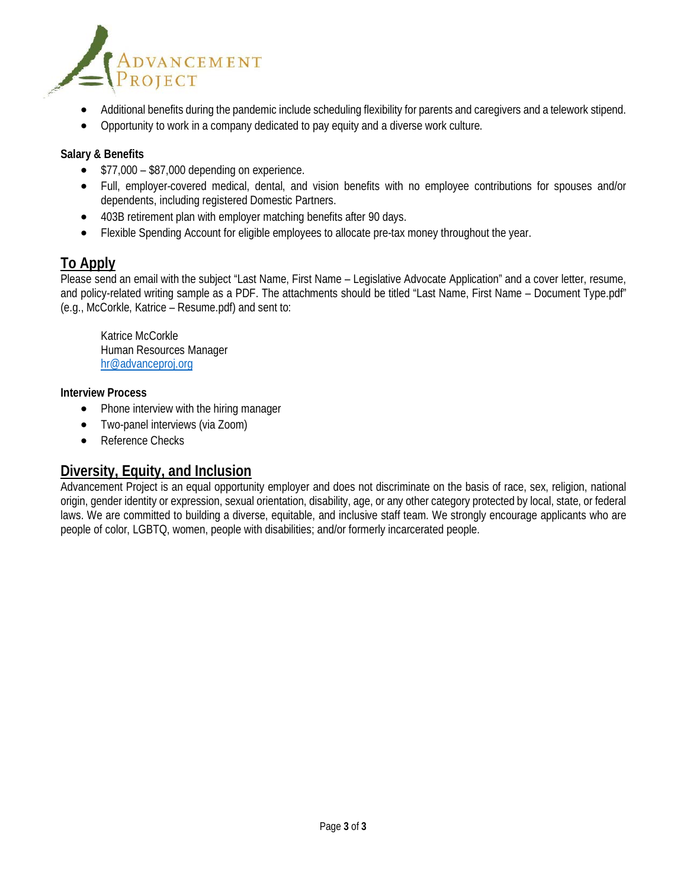- Additional benefits during the pandemic include scheduling flexibility for parents and caregivers and a telework stipend.
- Opportunity to work in a company dedicated to pay equity and a diverse work culture.

**Salary & Benefits**

- $77,000 – $87,000 depending on experience.
- Full, employer-covered medical, dental, and vision benefits with no employee contributions for spouses and/or dependents, including registered Domestic Partners.
- 403B retirement plan with employer matching benefits after 90 days.
- Flexible Spending Account for eligible employees to allocate pre-tax money throughout the year.

## To Apply

Please send an email with the subject "Last Name, First Name – Legislative Advocate Application" and a cover letter, resume, and policy-related writing sample as a PDF. The attachments should be titled "Last Name, First Name – Document Type.pdf" (e.g., McCorkle, Katrice – Resume.pdf) and sent to:

> Katrice McCorkle
> Human Resources Manager
> hr@advanceproj.org

**Interview Process**

- Phone interview with the hiring manager
- Two-panel interviews (via Zoom)
- Reference Checks

## Diversity, Equity, and Inclusion

Advancement Project is an equal opportunity employer and does not discriminate on the basis of race, sex, religion, national origin, gender identity or expression, sexual orientation, disability, age, or any other category protected by local, state, or federal laws. We are committed to building a diverse, equitable, and inclusive staff team. We strongly encourage applicants who are people of color, LGBTQ, women, people with disabilities; and/or formerly incarcerated people.